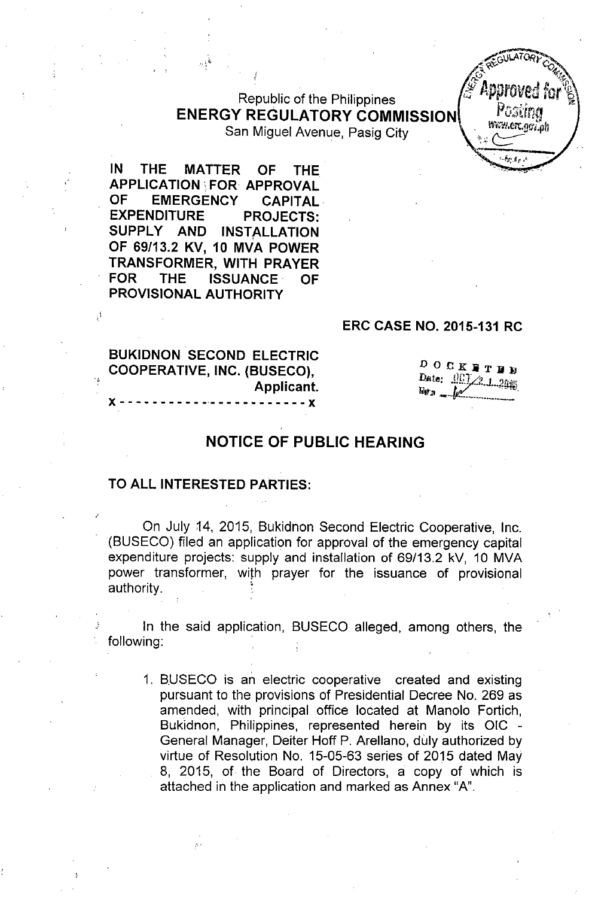Republic of the Philippines
**ENERGY REGULATORY COMMISSION**
San Miguel Avenue, Pasig City

Approved for Posting
www.erc.gov.ph

**IN THE MATTER OF THE APPLICATION FOR APPROVAL OF EMERGENCY CAPITAL EXPENDITURE PROJECTS: SUPPLY AND INSTALLATION OF 69/13.2 KV, 10 MVA POWER TRANSFORMER, WITH PRAYER FOR THE ISSUANCE OF PROVISIONAL AUTHORITY**

**ERC CASE NO. 2015-131 RC**

**BUKIDNON SECOND ELECTRIC COOPERATIVE, INC. (BUSECO),**
**Applicant.**
**x - - - - - - - - - - - - - - - - - - - - - - x**

DOCKETED
Date: OCT 2 1 2015
By: ______

## NOTICE OF PUBLIC HEARING

**TO ALL INTERESTED PARTIES:**

On July 14, 2015, Bukidnon Second Electric Cooperative, Inc. (BUSECO) filed an application for approval of the emergency capital expenditure projects: supply and installation of 69/13.2 kV, 10 MVA power transformer, with prayer for the issuance of provisional authority.

In the said application, BUSECO alleged, among others, the following:

1. BUSECO is an electric cooperative created and existing pursuant to the provisions of Presidential Decree No. 269 as amended, with principal office located at Manolo Fortich, Bukidnon, Philippines, represented herein by its OIC - General Manager, Deiter Hoff P. Arellano, duly authorized by virtue of Resolution No. 15-05-63 series of 2015 dated May 8, 2015, of the Board of Directors, a copy of which is attached in the application and marked as Annex "A".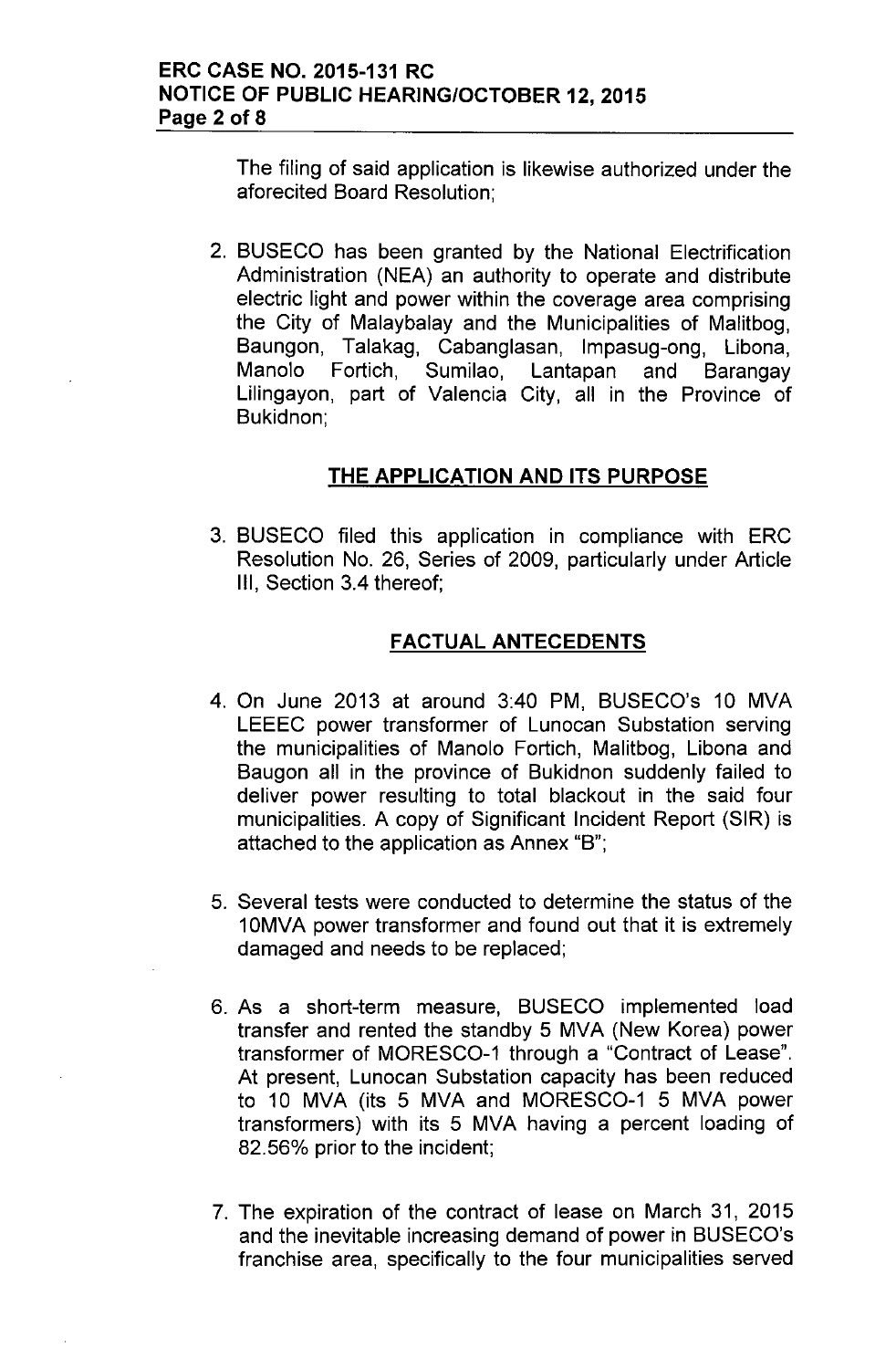The filing of said application is likewise authorized under the aforecited Board Resolution;

2. BUSECO has been granted by the National Electrification Administration (NEA) an authority to operate and distribute electric light and power within the coverage area comprising the City of Malaybalay and the Municipalities of Malitbog, Baungon, Talakag, Cabanglasan, Impasug-ong, Libona, Manolo Fortich, Sumilao, Lantapan and Barangay Lilingayon, part of Valencia City, all in the Province of Bukidnon;

## THE APPLICATION AND ITS PURPOSE

3. BUSECO filed this application in compliance with ERC Resolution No. 26, Series of 2009, particularly under Article III, Section 3.4 thereof;

## FACTUAL ANTECEDENTS

4. On June 2013 at around 3:40 PM, BUSECO's 10 MVA LEEEC power transformer of Lunocan Substation serving the municipalities of Manolo Fortich, Malitbog, Libona and Baugon all in the province of Bukidnon suddenly failed to deliver power resulting to total blackout in the said four municipalities. A copy of Significant Incident Report (SIR) is attached to the application as Annex "B";

5. Several tests were conducted to determine the status of the 10MVA power transformer and found out that it is extremely damaged and needs to be replaced;

6. As a short-term measure, BUSECO implemented load transfer and rented the standby 5 MVA (New Korea) power transformer of MORESCO-1 through a "Contract of Lease". At present, Lunocan Substation capacity has been reduced to 10 MVA (its 5 MVA and MORESCO-1 5 MVA power transformers) with its 5 MVA having a percent loading of 82.56% prior to the incident;

7. The expiration of the contract of lease on March 31, 2015 and the inevitable increasing demand of power in BUSECO's franchise area, specifically to the four municipalities served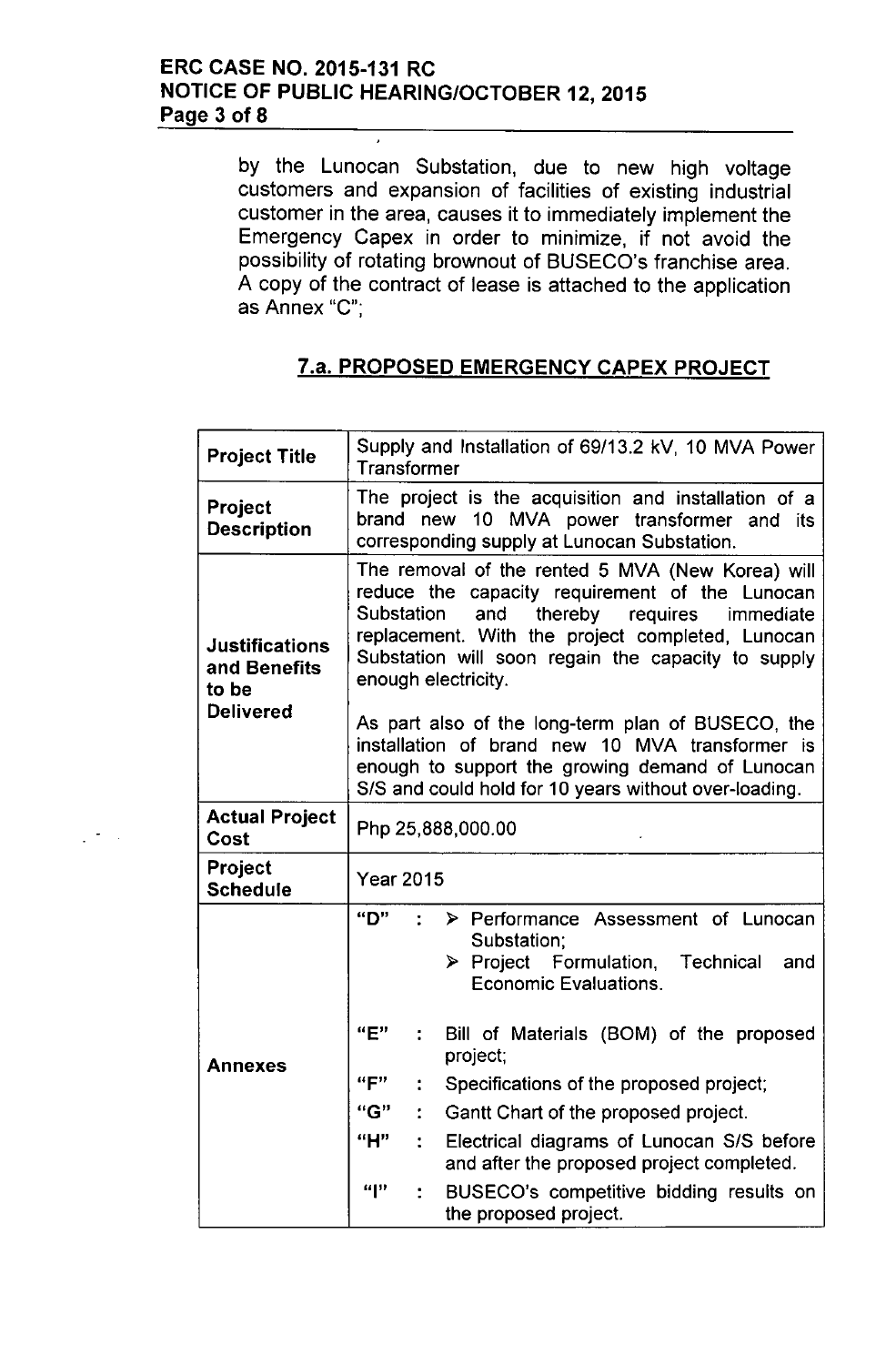by the Lunocan Substation, due to new high voltage customers and expansion of facilities of existing industrial customer in the area, causes it to immediately implement the Emergency Capex in order to minimize, if not avoid the possibility of rotating brownout of BUSECO's franchise area. A copy of the contract of lease is attached to the application as Annex "C";

## 7.a. PROPOSED EMERGENCY CAPEX PROJECT

| | |
|---|---|
| **Project Title** | Supply and Installation of 69/13.2 kV, 10 MVA Power Transformer |
| **Project Description** | The project is the acquisition and installation of a brand new 10 MVA power transformer and its corresponding supply at Lunocan Substation. |
| **Justifications and Benefits to be Delivered** | The removal of the rented 5 MVA (New Korea) will reduce the capacity requirement of the Lunocan Substation and thereby requires immediate replacement. With the project completed, Lunocan Substation will soon regain the capacity to supply enough electricity.<br><br>As part also of the long-term plan of BUSECO, the installation of brand new 10 MVA transformer is enough to support the growing demand of Lunocan S/S and could hold for 10 years without over-loading. |
| **Actual Project Cost** | Php 25,888,000.00 |
| **Project Schedule** | Year 2015 |
| **Annexes** | "D" : ➢ Performance Assessment of Lunocan Substation; ➢ Project Formulation, Technical and Economic Evaluations.<br><br>"E" : Bill of Materials (BOM) of the proposed project;<br>"F" : Specifications of the proposed project;<br>"G" : Gantt Chart of the proposed project.<br>"H" : Electrical diagrams of Lunocan S/S before and after the proposed project completed.<br>"I" : BUSECO's competitive bidding results on the proposed project. |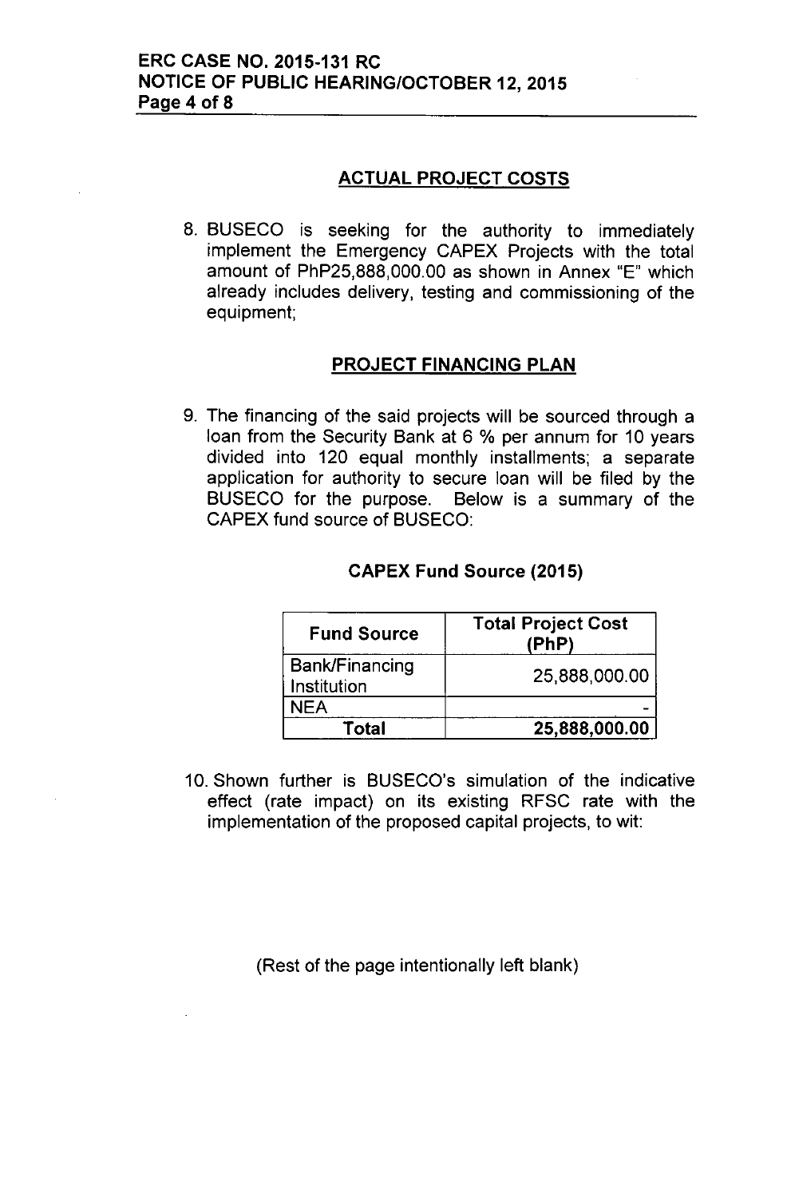## ACTUAL PROJECT COSTS

8. BUSECO is seeking for the authority to immediately implement the Emergency CAPEX Projects with the total amount of PhP25,888,000.00 as shown in Annex "E" which already includes delivery, testing and commissioning of the equipment;

## PROJECT FINANCING PLAN

9. The financing of the said projects will be sourced through a loan from the Security Bank at 6 % per annum for 10 years divided into 120 equal monthly installments; a separate application for authority to secure loan will be filed by the BUSECO for the purpose. Below is a summary of the CAPEX fund source of BUSECO:

**CAPEX Fund Source (2015)**

| Fund Source | Total Project Cost (PhP) |
|---|---|
| Bank/Financing Institution | 25,888,000.00 |
| NEA | - |
| **Total** | **25,888,000.00** |

10. Shown further is BUSECO's simulation of the indicative effect (rate impact) on its existing RFSC rate with the implementation of the proposed capital projects, to wit:

(Rest of the page intentionally left blank)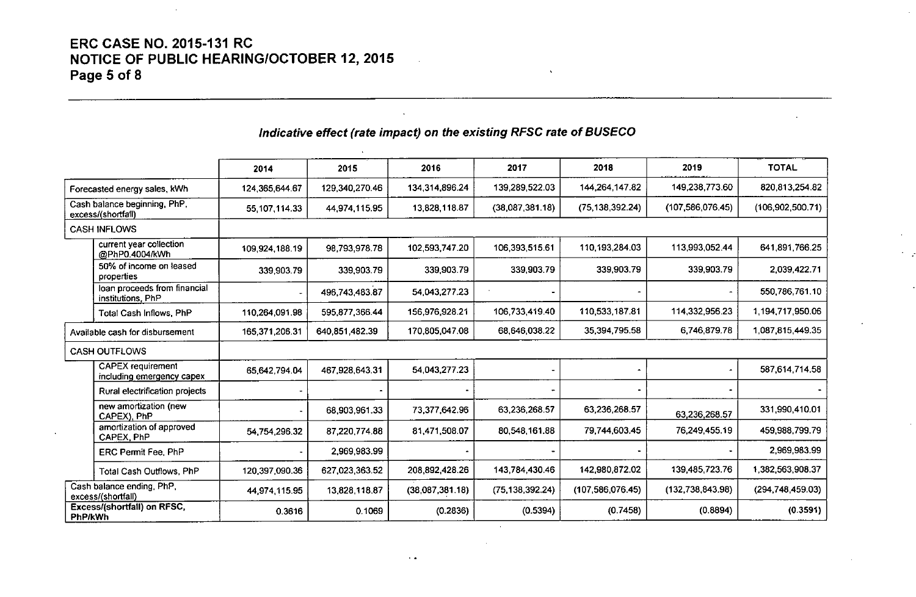### *Indicative effect (rate impact) on the existing RFSC rate of BUSECO*

| | 2014 | 2015 | 2016 | 2017 | 2018 | 2019 | TOTAL |
|---|---|---|---|---|---|---|---|
| Forecasted energy sales, kWh | 124,365,644.67 | 129,340,270.46 | 134,314,896.24 | 139,289,522.03 | 144,264,147.82 | 149,238,773.60 | 820,813,254.82 |
| Cash balance beginning, PhP, excess/(shortfall) | 55,107,114.33 | 44,974,115.95 | 13,828,118.87 | (38,087,381.18) | (75,138,392.24) | (107,586,076.45) | (106,902,500.71) |
| CASH INFLOWS | | | | | | | |
| current year collection @PhP0.4004/kWh | 109,924,188.19 | 98,793,978.78 | 102,593,747.20 | 106,393,515.61 | 110,193,284.03 | 113,993,052.44 | 641,891,766.25 |
| 50% of income on leased properties | 339,903.79 | 339,903.79 | 339,903.79 | 339,903.79 | 339,903.79 | 339,903.79 | 2,039,422.71 |
| loan proceeds from financial institutions, PhP | - | 496,743,483.87 | 54,043,277.23 | - | - | - | 550,786,761.10 |
| Total Cash Inflows, PhP | 110,264,091.98 | 595,877,366.44 | 156,976,928.21 | 106,733,419.40 | 110,533,187.81 | 114,332,956.23 | 1,194,717,950.06 |
| Available cash for disbursement | 165,371,206.31 | 640,851,482.39 | 170,805,047.08 | 68,646,038.22 | 35,394,795.58 | 6,746,879.78 | 1,087,815,449.35 |
| CASH OUTFLOWS | | | | | | | |
| CAPEX requirement including emergency capex | 65,642,794.04 | 467,928,643.31 | 54,043,277.23 | - | - | - | 587,614,714.58 |
| Rural electrification projects | - | - | - | - | - | - | - |
| new amortization (new CAPEX), PhP | - | 68,903,961.33 | 73,377,642.96 | 63,236,268.57 | 63,236,268.57 | 63,236,268.57 | 331,990,410.01 |
| amortization of approved CAPEX, PhP | 54,754,296.32 | 87,220,774.88 | 81,471,508.07 | 80,548,161.88 | 79,744,603.45 | 76,249,455.19 | 459,988,799.79 |
| ERC Permit Fee, PhP | - | 2,969,983.99 | - | - | - | - | 2,969,983.99 |
| Total Cash Outflows, PhP | 120,397,090.36 | 627,023,363.52 | 208,892,428.26 | 143,784,430.46 | 142,980,872.02 | 139,485,723.76 | 1,382,563,908.37 |
| Cash balance ending, PhP, excess/(shortfall) | 44,974,115.95 | 13,828,118.87 | (38,087,381.18) | (75,138,392.24) | (107,586,076.45) | (132,738,843.98) | (294,748,459.03) |
| **Excess/(shortfall) on RFSC, PhP/kWh** | 0.3616 | 0.1069 | (0.2836) | (0.5394) | (0.7458) | (0.8894) | (0.3591) |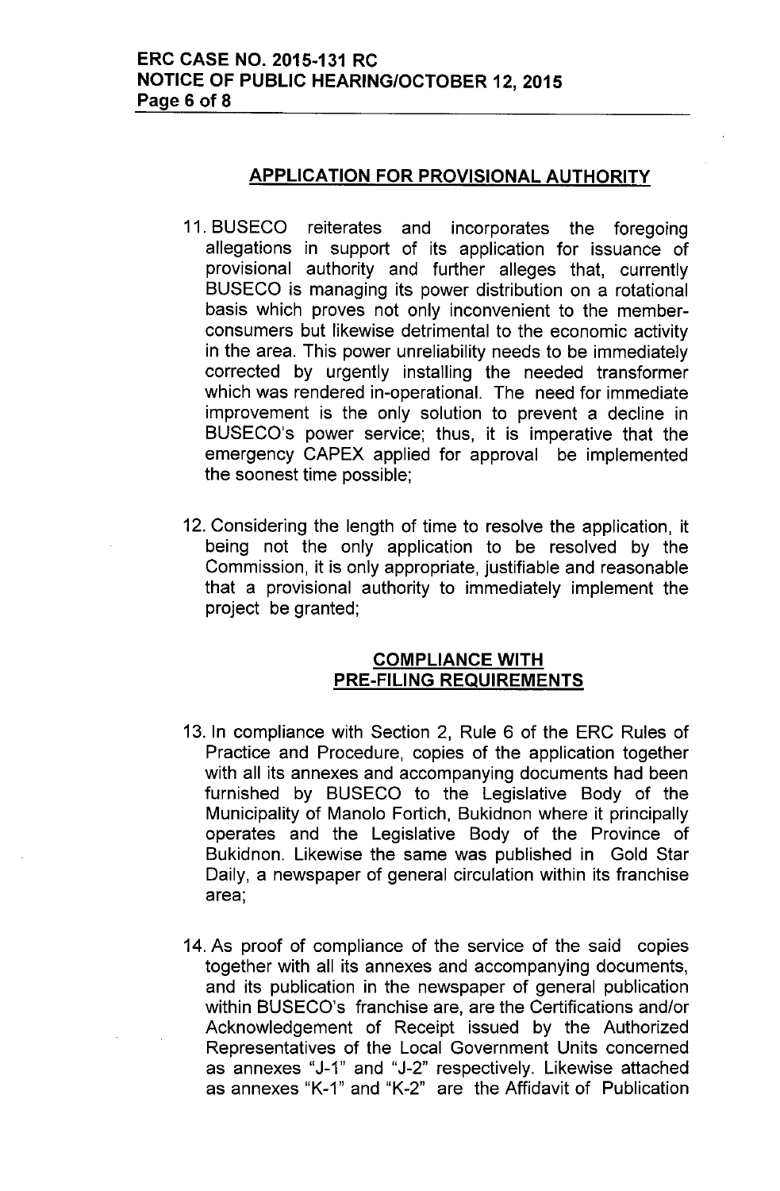## APPLICATION FOR PROVISIONAL AUTHORITY

11. BUSECO reiterates and incorporates the foregoing allegations in support of its application for issuance of provisional authority and further alleges that, currently BUSECO is managing its power distribution on a rotational basis which proves not only inconvenient to the member-consumers but likewise detrimental to the economic activity in the area. This power unreliability needs to be immediately corrected by urgently installing the needed transformer which was rendered in-operational. The need for immediate improvement is the only solution to prevent a decline in BUSECO's power service; thus, it is imperative that the emergency CAPEX applied for approval be implemented the soonest time possible;

12. Considering the length of time to resolve the application, it being not the only application to be resolved by the Commission, it is only appropriate, justifiable and reasonable that a provisional authority to immediately implement the project be granted;

## COMPLIANCE WITH PRE-FILING REQUIREMENTS

13. In compliance with Section 2, Rule 6 of the ERC Rules of Practice and Procedure, copies of the application together with all its annexes and accompanying documents had been furnished by BUSECO to the Legislative Body of the Municipality of Manolo Fortich, Bukidnon where it principally operates and the Legislative Body of the Province of Bukidnon. Likewise the same was published in Gold Star Daily, a newspaper of general circulation within its franchise area;

14. As proof of compliance of the service of the said copies together with all its annexes and accompanying documents, and its publication in the newspaper of general publication within BUSECO's franchise are, are the Certifications and/or Acknowledgement of Receipt issued by the Authorized Representatives of the Local Government Units concerned as annexes "J-1" and "J-2" respectively. Likewise attached as annexes "K-1" and "K-2" are the Affidavit of Publication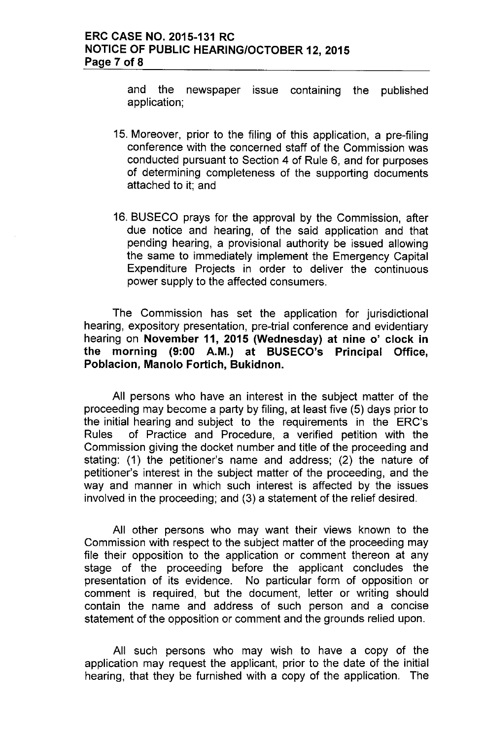and the newspaper issue containing the published application;

15. Moreover, prior to the filing of this application, a pre-filing conference with the concerned staff of the Commission was conducted pursuant to Section 4 of Rule 6, and for purposes of determining completeness of the supporting documents attached to it; and

16. BUSECO prays for the approval by the Commission, after due notice and hearing, of the said application and that pending hearing, a provisional authority be issued allowing the same to immediately implement the Emergency Capital Expenditure Projects in order to deliver the continuous power supply to the affected consumers.

The Commission has set the application for jurisdictional hearing, expository presentation, pre-trial conference and evidentiary hearing on **November 11, 2015 (Wednesday) at nine o' clock in the morning (9:00 A.M.) at BUSECO's Principal Office, Poblacion, Manolo Fortich, Bukidnon.**

All persons who have an interest in the subject matter of the proceeding may become a party by filing, at least five (5) days prior to the initial hearing and subject to the requirements in the ERC's Rules of Practice and Procedure, a verified petition with the Commission giving the docket number and title of the proceeding and stating: (1) the petitioner's name and address; (2) the nature of petitioner's interest in the subject matter of the proceeding, and the way and manner in which such interest is affected by the issues involved in the proceeding; and (3) a statement of the relief desired.

All other persons who may want their views known to the Commission with respect to the subject matter of the proceeding may file their opposition to the application or comment thereon at any stage of the proceeding before the applicant concludes the presentation of its evidence. No particular form of opposition or comment is required, but the document, letter or writing should contain the name and address of such person and a concise statement of the opposition or comment and the grounds relied upon.

All such persons who may wish to have a copy of the application may request the applicant, prior to the date of the initial hearing, that they be furnished with a copy of the application. The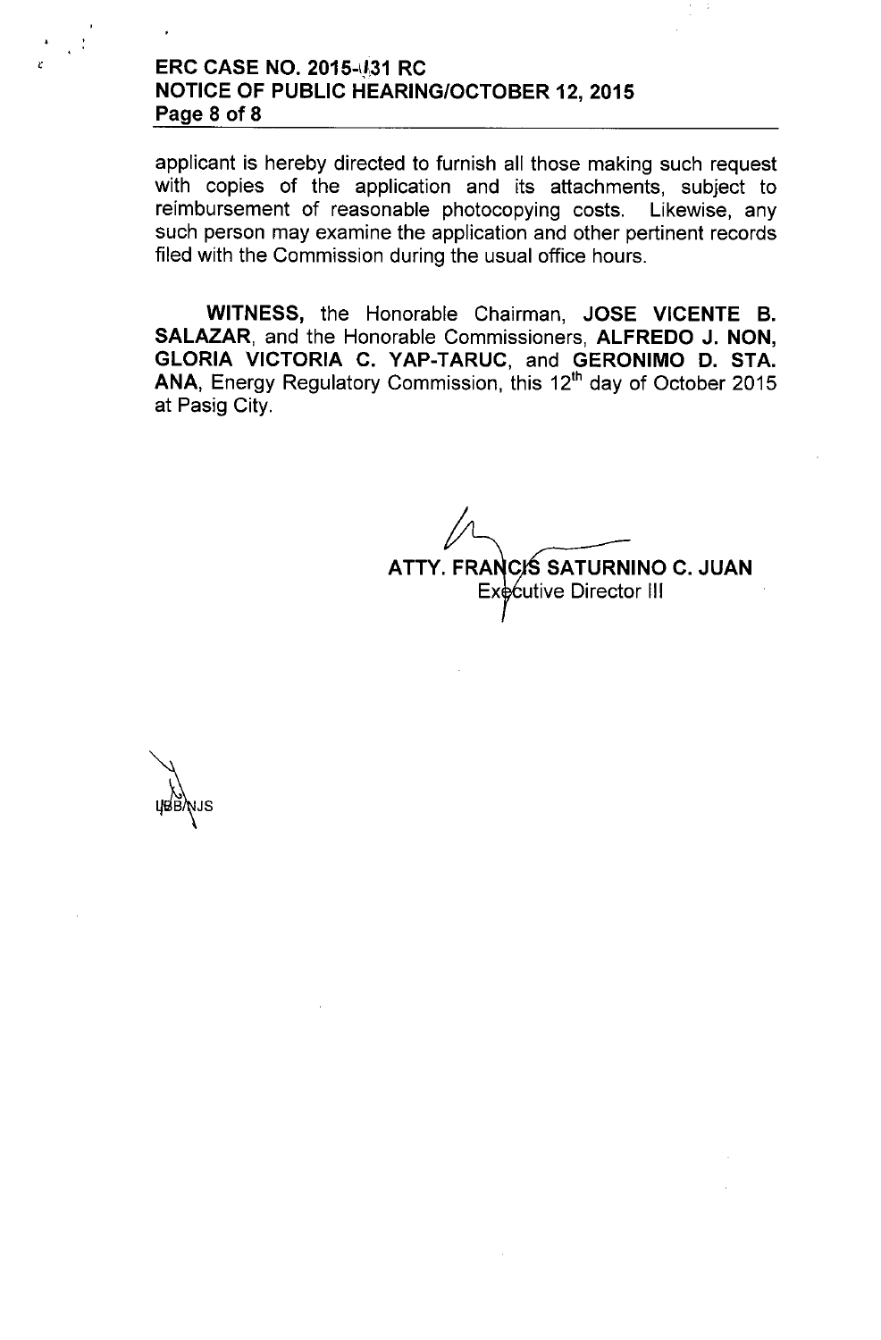applicant is hereby directed to furnish all those making such request with copies of the application and its attachments, subject to reimbursement of reasonable photocopying costs. Likewise, any such person may examine the application and other pertinent records filed with the Commission during the usual office hours.

**WITNESS,** the Honorable Chairman, **JOSE VICENTE B. SALAZAR**, and the Honorable Commissioners, **ALFREDO J. NON, GLORIA VICTORIA C. YAP-TARUC**, and **GERONIMO D. STA. ANA**, Energy Regulatory Commission, this 12th day of October 2015 at Pasig City.

**ATTY. FRANCIS SATURNINO C. JUAN**
Executive Director III

LBB/NJS